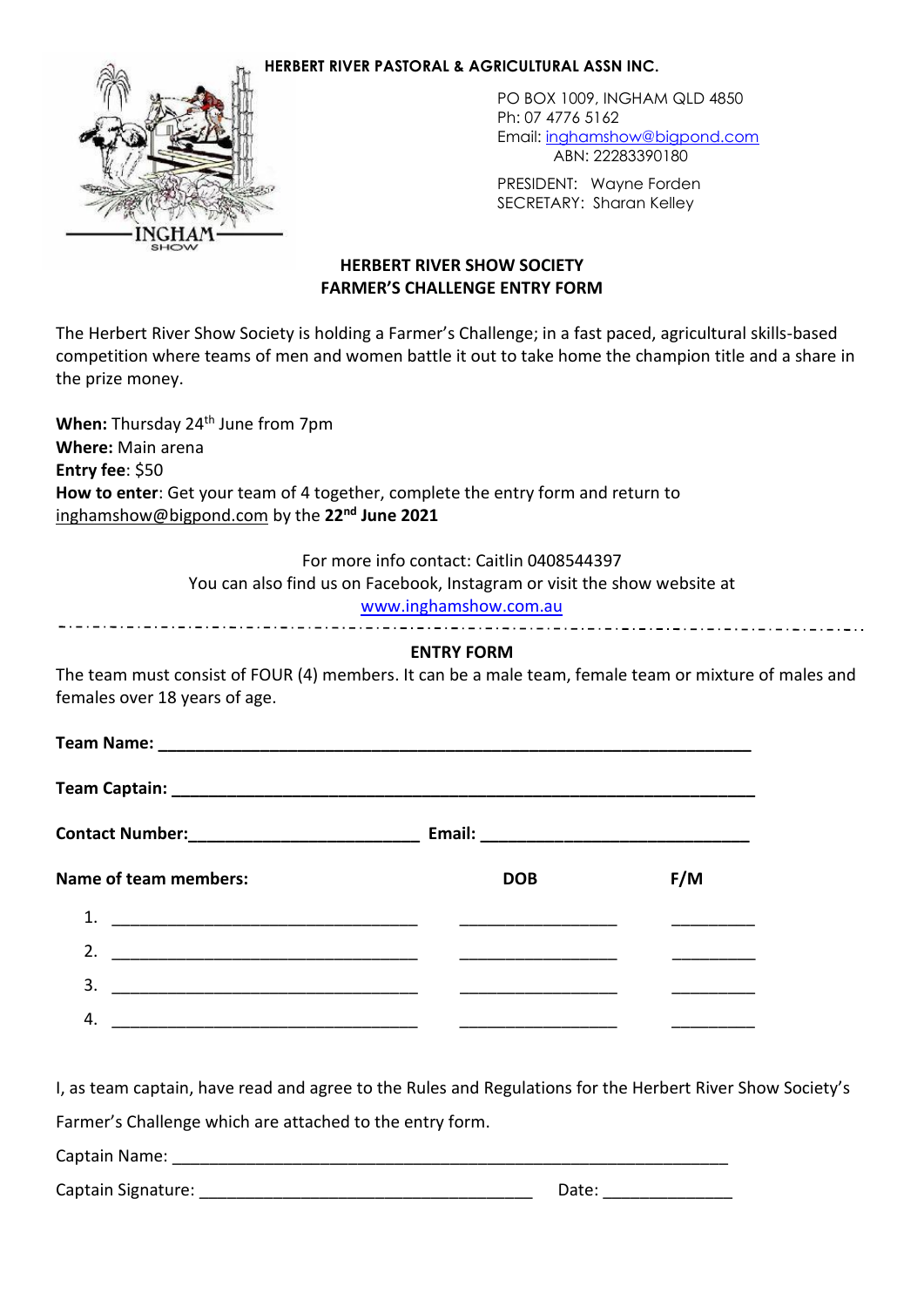**HERBERT RIVER PASTORAL & AGRICULTURAL ASSN INC.**

PO BOX 1009, INGHAM QLD 4850
Ph: 07 4776 5162
Email: inghamshow@bigpond.com
ABN: 22283390180

PRESIDENT: Wayne Forden
SECRETARY: Sharan Kelley

## HERBERT RIVER SHOW SOCIETY
## FARMER'S CHALLENGE ENTRY FORM

The Herbert River Show Society is holding a Farmer's Challenge; in a fast paced, agricultural skills-based competition where teams of men and women battle it out to take home the champion title and a share in the prize money.

**When:** Thursday 24th June from 7pm
**Where:** Main arena
**Entry fee**: $50
**How to enter**: Get your team of 4 together, complete the entry form and return to inghamshow@bigpond.com by the **22nd June 2021**

For more info contact: Caitlin 0408544397
You can also find us on Facebook, Instagram or visit the show website at www.inghamshow.com.au

---

### ENTRY FORM

The team must consist of FOUR (4) members. It can be a male team, female team or mixture of males and females over 18 years of age.

**Team Name:** ______________________________

**Team Captain:** ______________________________

**Contact Number:** ____________________ **Email:** ____________________

| Name of team members: | DOB | F/M |
|---|---|---|
| 1. ____________________ | ____________ | ________ |
| 2. ____________________ | ____________ | ________ |
| 3. ____________________ | ____________ | ________ |
| 4. ____________________ | ____________ | ________ |

I, as team captain, have read and agree to the Rules and Regulations for the Herbert River Show Society's Farmer's Challenge which are attached to the entry form.

Captain Name: ______________________________

Captain Signature: ____________________ Date: ____________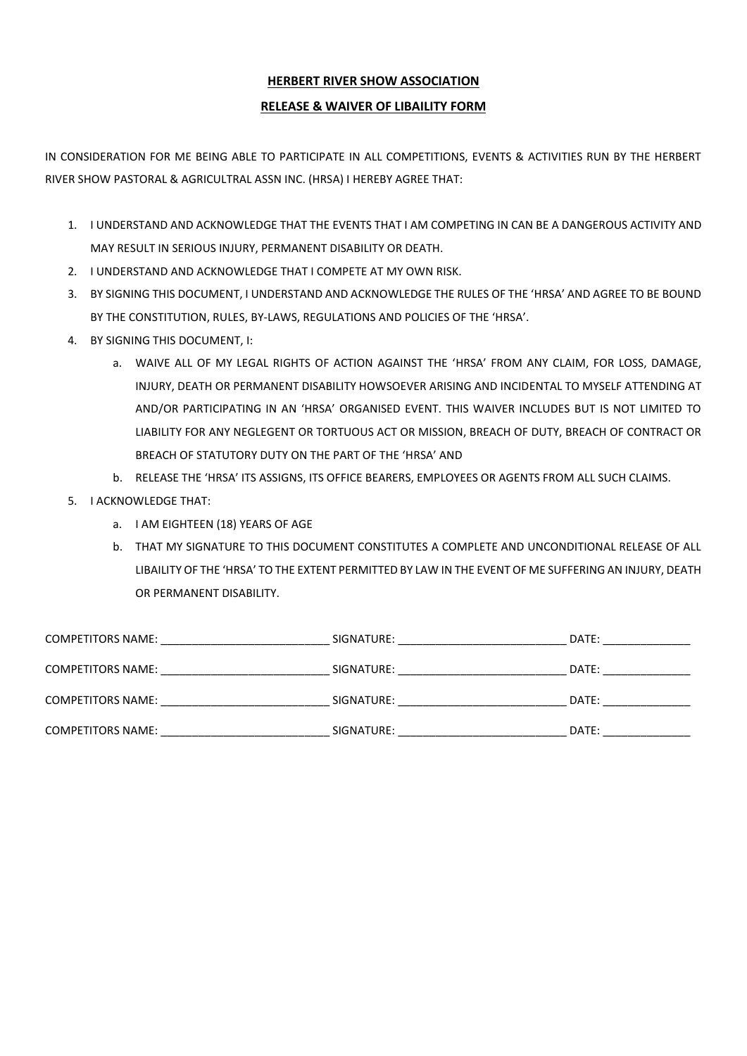**HERBERT RIVER SHOW ASSOCIATION**

**RELEASE & WAIVER OF LIBAILITY FORM**

IN CONSIDERATION FOR ME BEING ABLE TO PARTICIPATE IN ALL COMPETITIONS, EVENTS & ACTIVITIES RUN BY THE HERBERT RIVER SHOW PASTORAL & AGRICULTRAL ASSN INC. (HRSA) I HEREBY AGREE THAT:

1. I UNDERSTAND AND ACKNOWLEDGE THAT THE EVENTS THAT I AM COMPETING IN CAN BE A DANGEROUS ACTIVITY AND MAY RESULT IN SERIOUS INJURY, PERMANENT DISABILITY OR DEATH.
2. I UNDERSTAND AND ACKNOWLEDGE THAT I COMPETE AT MY OWN RISK.
3. BY SIGNING THIS DOCUMENT, I UNDERSTAND AND ACKNOWLEDGE THE RULES OF THE 'HRSA' AND AGREE TO BE BOUND BY THE CONSTITUTION, RULES, BY-LAWS, REGULATIONS AND POLICIES OF THE 'HRSA'.
4. BY SIGNING THIS DOCUMENT, I:
    a. WAIVE ALL OF MY LEGAL RIGHTS OF ACTION AGAINST THE 'HRSA' FROM ANY CLAIM, FOR LOSS, DAMAGE, INJURY, DEATH OR PERMANENT DISABILITY HOWSOEVER ARISING AND INCIDENTAL TO MYSELF ATTENDING AT AND/OR PARTICIPATING IN AN 'HRSA' ORGANISED EVENT. THIS WAIVER INCLUDES BUT IS NOT LIMITED TO LIABILITY FOR ANY NEGLEGENT OR TORTUOUS ACT OR MISSION, BREACH OF DUTY, BREACH OF CONTRACT OR BREACH OF STATUTORY DUTY ON THE PART OF THE 'HRSA' AND
    b. RELEASE THE 'HRSA' ITS ASSIGNS, ITS OFFICE BEARERS, EMPLOYEES OR AGENTS FROM ALL SUCH CLAIMS.
5. I ACKNOWLEDGE THAT:
    a. I AM EIGHTEEN (18) YEARS OF AGE
    b. THAT MY SIGNATURE TO THIS DOCUMENT CONSTITUTES A COMPLETE AND UNCONDITIONAL RELEASE OF ALL LIBAILITY OF THE 'HRSA' TO THE EXTENT PERMITTED BY LAW IN THE EVENT OF ME SUFFERING AN INJURY, DEATH OR PERMANENT DISABILITY.

COMPETITORS NAME: ___________________________ SIGNATURE: ___________________________ DATE: ______________

COMPETITORS NAME: ___________________________ SIGNATURE: ___________________________ DATE: ______________

COMPETITORS NAME: ___________________________ SIGNATURE: ___________________________ DATE: ______________

COMPETITORS NAME: ___________________________ SIGNATURE: ___________________________ DATE: ______________